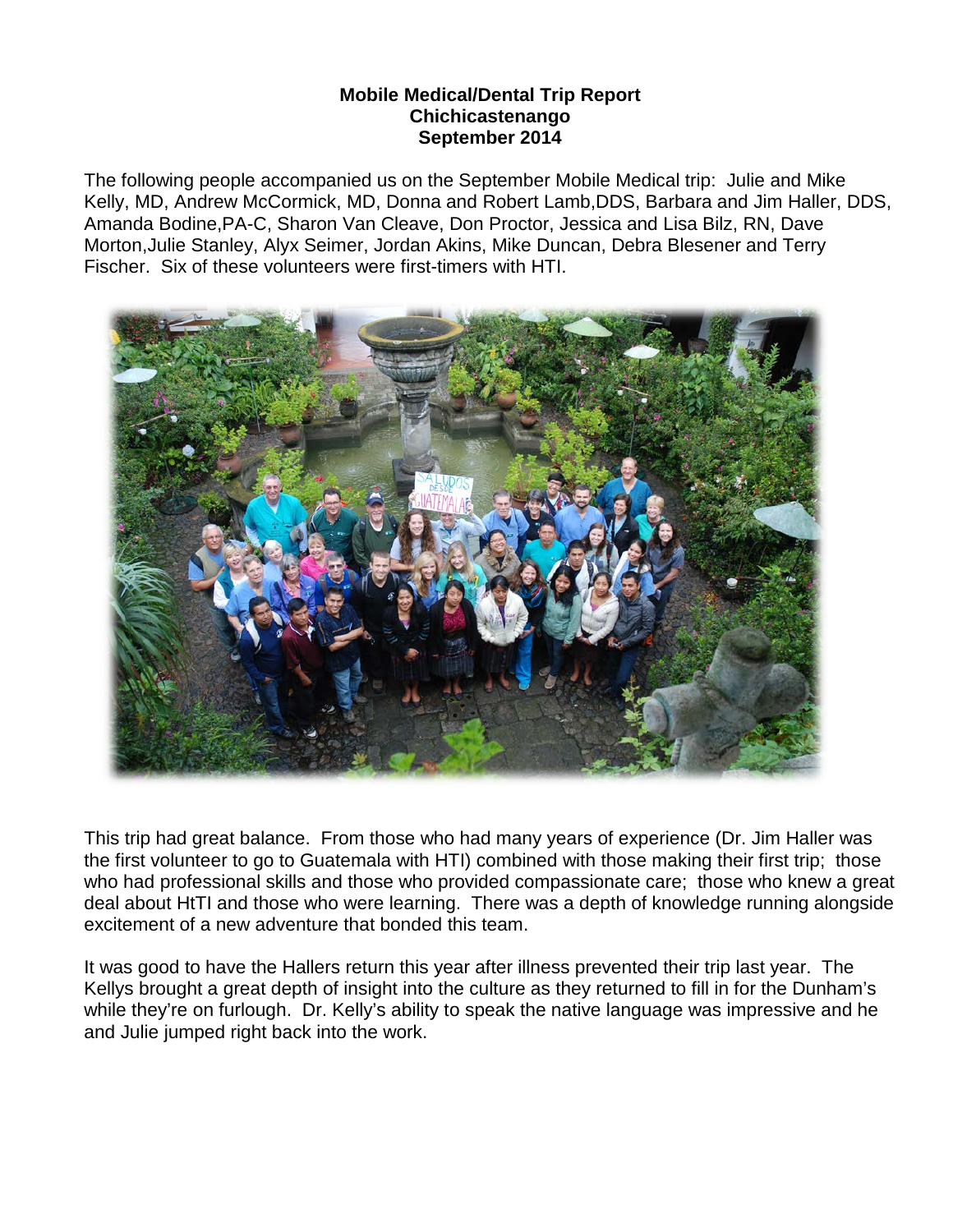**Mobile Medical/Dental Trip Report**
**Chichicastenango**
**September 2014**

The following people accompanied us on the September Mobile Medical trip: Julie and Mike Kelly, MD, Andrew McCormick, MD, Donna and Robert Lamb,DDS, Barbara and Jim Haller, DDS, Amanda Bodine,PA-C, Sharon Van Cleave, Don Proctor, Jessica and Lisa Bilz, RN, Dave Morton,Julie Stanley, Alyx Seimer, Jordan Akins, Mike Duncan, Debra Blesener and Terry Fischer. Six of these volunteers were first-timers with HTI.

This trip had great balance. From those who had many years of experience (Dr. Jim Haller was the first volunteer to go to Guatemala with HTI) combined with those making their first trip; those who had professional skills and those who provided compassionate care; those who knew a great deal about HtTI and those who were learning. There was a depth of knowledge running alongside excitement of a new adventure that bonded this team.

It was good to have the Hallers return this year after illness prevented their trip last year. The Kellys brought a great depth of insight into the culture as they returned to fill in for the Dunham's while they're on furlough. Dr. Kelly's ability to speak the native language was impressive and he and Julie jumped right back into the work.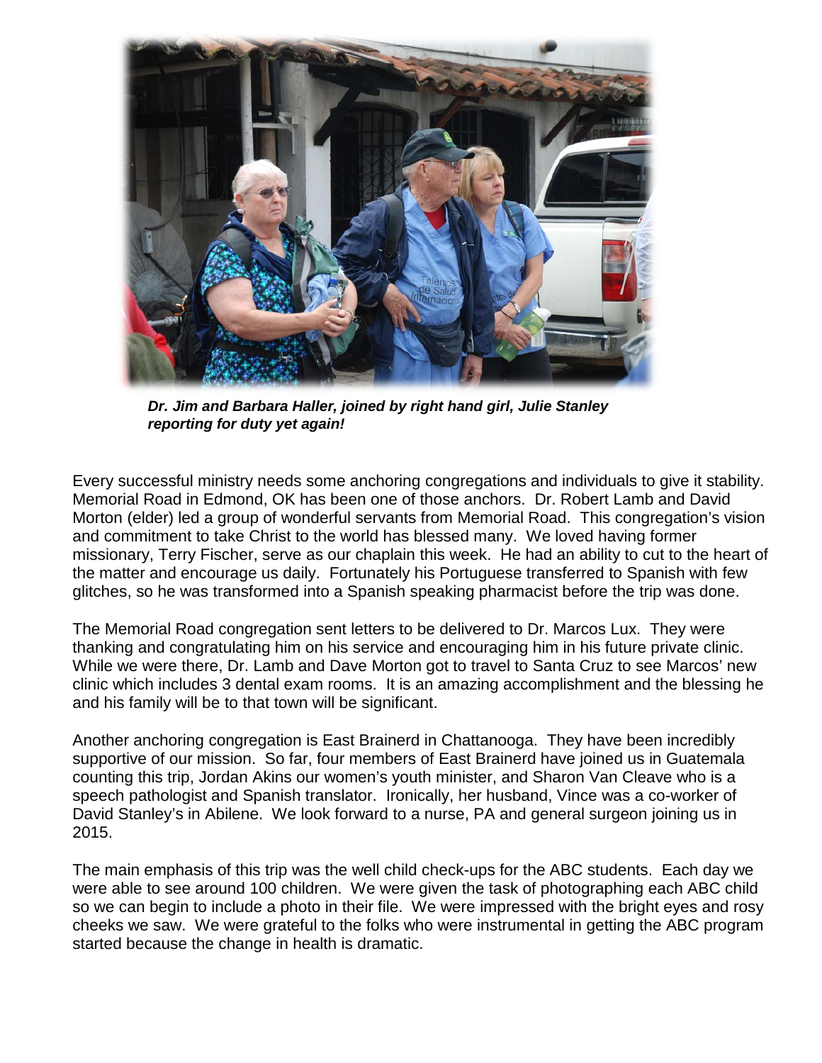*Dr. Jim and Barbara Haller, joined by right hand girl, Julie Stanley reporting for duty yet again!*

Every successful ministry needs some anchoring congregations and individuals to give it stability. Memorial Road in Edmond, OK has been one of those anchors. Dr. Robert Lamb and David Morton (elder) led a group of wonderful servants from Memorial Road. This congregation's vision and commitment to take Christ to the world has blessed many. We loved having former missionary, Terry Fischer, serve as our chaplain this week. He had an ability to cut to the heart of the matter and encourage us daily. Fortunately his Portuguese transferred to Spanish with few glitches, so he was transformed into a Spanish speaking pharmacist before the trip was done.

The Memorial Road congregation sent letters to be delivered to Dr. Marcos Lux. They were thanking and congratulating him on his service and encouraging him in his future private clinic. While we were there, Dr. Lamb and Dave Morton got to travel to Santa Cruz to see Marcos' new clinic which includes 3 dental exam rooms. It is an amazing accomplishment and the blessing he and his family will be to that town will be significant.

Another anchoring congregation is East Brainerd in Chattanooga. They have been incredibly supportive of our mission. So far, four members of East Brainerd have joined us in Guatemala counting this trip, Jordan Akins our women's youth minister, and Sharon Van Cleave who is a speech pathologist and Spanish translator. Ironically, her husband, Vince was a co-worker of David Stanley's in Abilene. We look forward to a nurse, PA and general surgeon joining us in 2015.

The main emphasis of this trip was the well child check-ups for the ABC students. Each day we were able to see around 100 children. We were given the task of photographing each ABC child so we can begin to include a photo in their file. We were impressed with the bright eyes and rosy cheeks we saw. We were grateful to the folks who were instrumental in getting the ABC program started because the change in health is dramatic.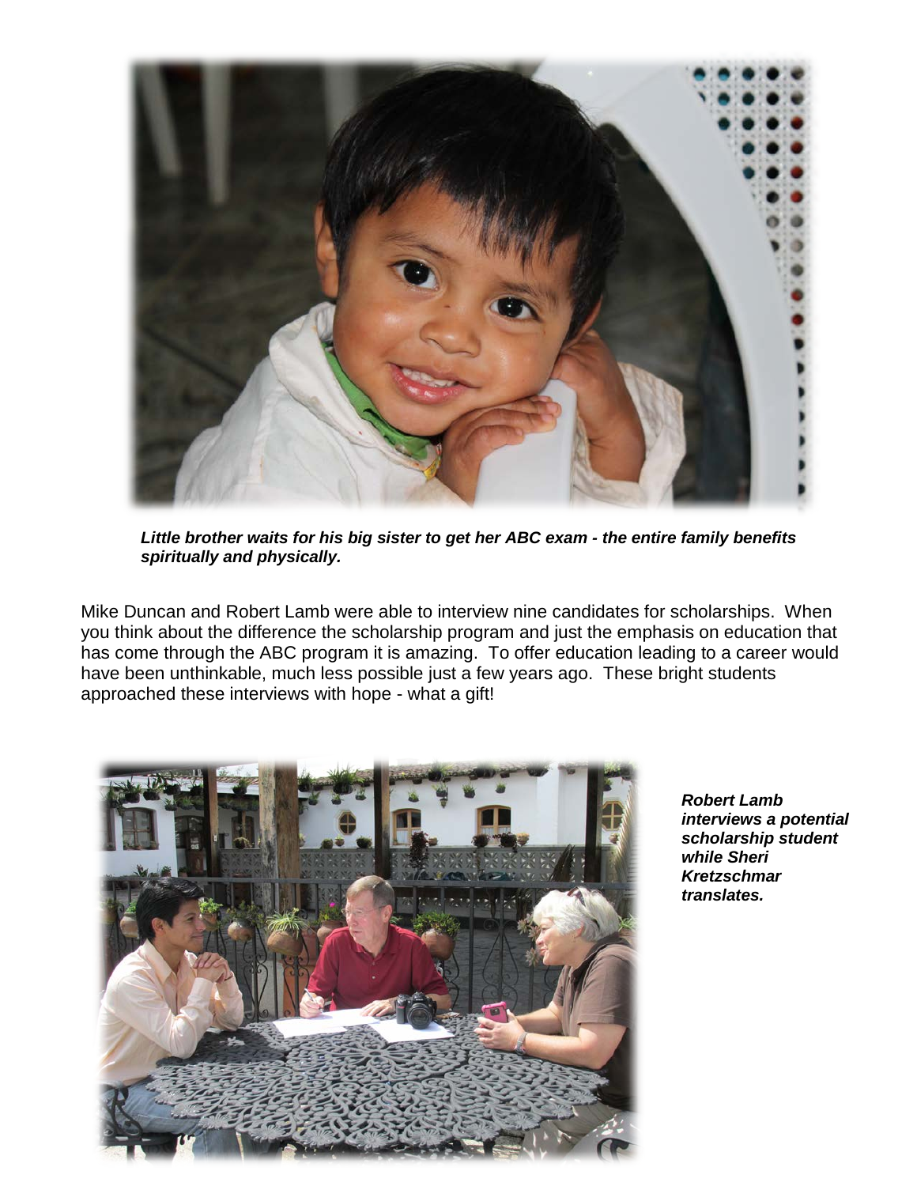*Little brother waits for his big sister to get her ABC exam - the entire family benefits spiritually and physically.*

Mike Duncan and Robert Lamb were able to interview nine candidates for scholarships. When you think about the difference the scholarship program and just the emphasis on education that has come through the ABC program it is amazing. To offer education leading to a career would have been unthinkable, much less possible just a few years ago. These bright students approached these interviews with hope - what a gift!

***Robert Lamb interviews a potential scholarship student while Sheri Kretzschmar translates.***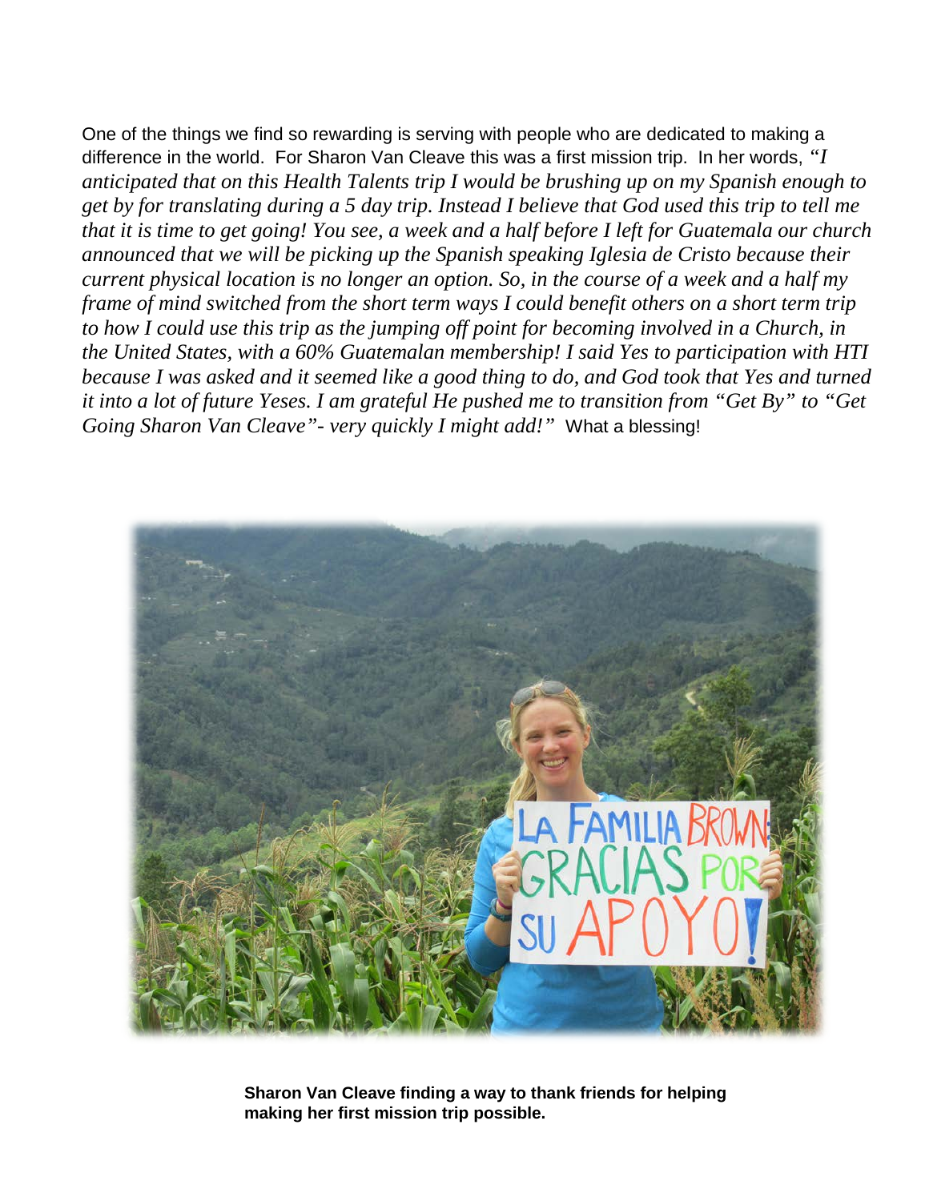One of the things we find so rewarding is serving with people who are dedicated to making a difference in the world. For Sharon Van Cleave this was a first mission trip. In her words, *"I anticipated that on this Health Talents trip I would be brushing up on my Spanish enough to get by for translating during a 5 day trip. Instead I believe that God used this trip to tell me that it is time to get going! You see, a week and a half before I left for Guatemala our church announced that we will be picking up the Spanish speaking Iglesia de Cristo because their current physical location is no longer an option. So, in the course of a week and a half my frame of mind switched from the short term ways I could benefit others on a short term trip to how I could use this trip as the jumping off point for becoming involved in a Church, in the United States, with a 60% Guatemalan membership! I said Yes to participation with HTI because I was asked and it seemed like a good thing to do, and God took that Yes and turned it into a lot of future Yeses. I am grateful He pushed me to transition from "Get By" to "Get Going Sharon Van Cleave"- very quickly I might add!"* What a blessing!

**Sharon Van Cleave finding a way to thank friends for helping making her first mission trip possible.**